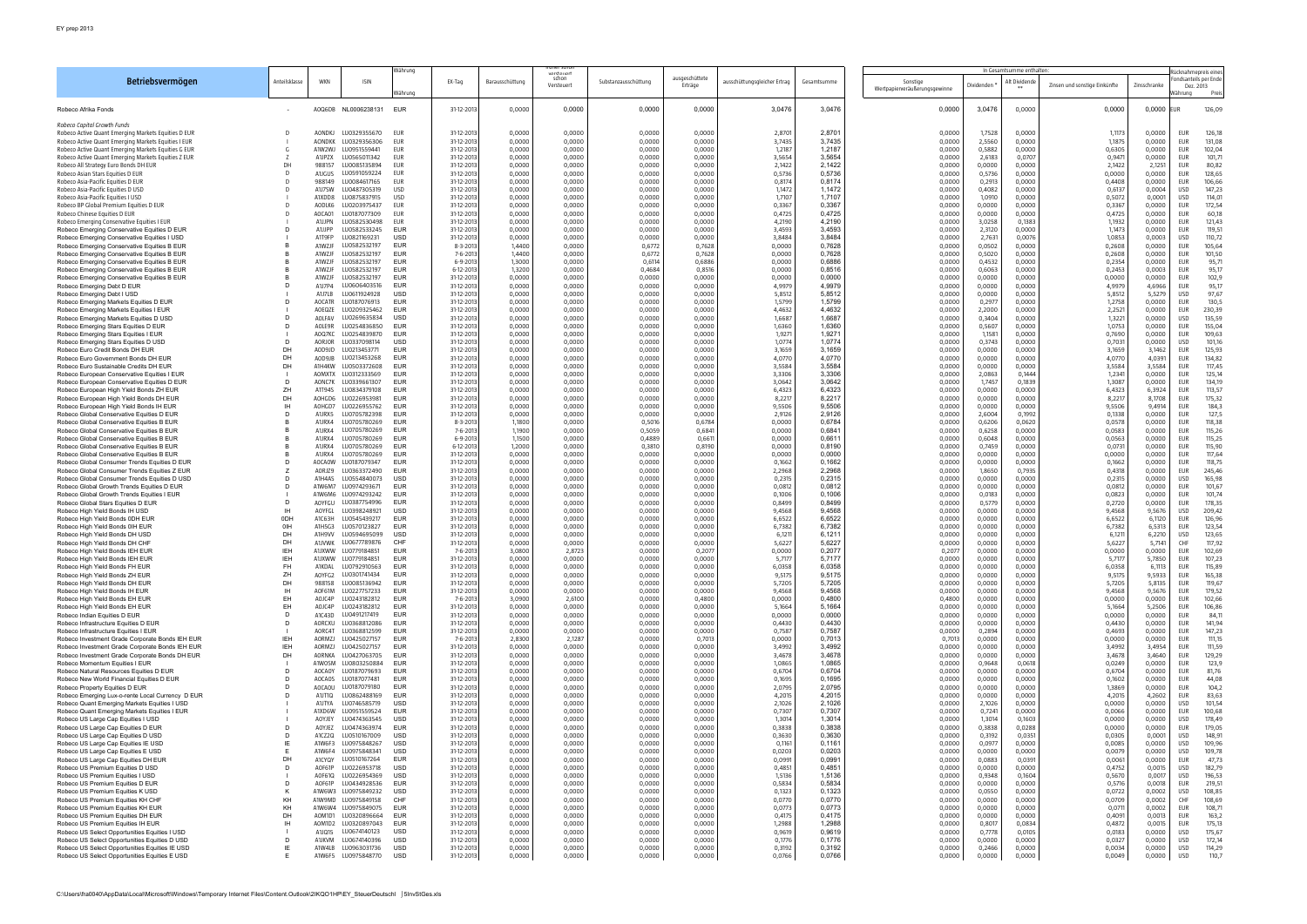| Betriebsvermögen | Anteilklasse | WKN | ISIN | Währung | EX-Tag | Barausschüttung | schon Versteuert | Substanzausschüttung | ausgeschüttete Erträge | ausschüttungsgleicher Ertrag | Gesamtsumme | In Gesamtsumme enthalten: Sonstige Wertpapierveräußerungsgewinne | Dividenden * | Alt Dividende ** | Zinsen und sonstige Einkünfte | Zinsschranke | Rücknahmepreis eines Fondsanteils per Ende Dez. 2013 Währung | Preis |
|---|---|---|---|---|---|---|---|---|---|---|---|---|---|---|---|---|---|---|
| Robeco Afrika Fonds | - | A0Q6DB | NL0006238131 | EUR | 31-12-2013 | 0,0000 | 0,0000 | 0,0000 | 0,0000 | 3,0476 | 3,0476 | 0,0000 | 3,0476 | 0,0000 | 0,0000 | 0,0000 | EUR | 126,09 |
| *Robeco Capital Growth Funds* | | | | | | | | | | | | | | | | | | |
| Robeco Active Quant Emerging Markets Equities D EUR | D | A0NDKJ | LU0329355670 | EUR | 31-12-2013 | 0,0000 | 0,0000 | 0,0000 | 0,0000 | 2,8701 | 2,8701 | 0,0000 | 1,7528 | 0,0000 | 1,1173 | 0,0000 | EUR | 126,18 |
| Robeco Active Quant Emerging Markets Equities I EUR | I | A0NDKK | LU0329356306 | EUR | 31-12-2013 | 0,0000 | 0,0000 | 0,0000 | 0,0000 | 3,7435 | 3,7435 | 0,0000 | 2,5560 | 0,0000 | 1,1875 | 0,0000 | EUR | 131,08 |
| Robeco Active Quant Emerging Markets Equities G EUR | G | A1W2WJ | LU0951559441 | EUR | 31-12-2013 | 0,0000 | 0,0000 | 0,0000 | 0,0000 | 1,2187 | 1,2187 | 0,0000 | 0,5882 | 0,0000 | 0,6305 | 0,0000 | EUR | 102,04 |
| Robeco Active Quant Emerging Markets Equities Z EUR | Z | A1JP2X | LU0665011342 | EUR | 31-12-2013 | 0,0000 | 0,0000 | 0,0000 | 0,0000 | 3,5654 | 3,5654 | 0,0000 | 2,6183 | 0,0707 | 0,9471 | 0,0000 | EUR | 107,71 |
| Robeco All Strategy Euro Bonds DH EUR | DH | 988157 | LU0085135894 | EUR | 31-12-2013 | 0,0000 | 0,0000 | 0,0000 | 0,0000 | 2,1422 | 2,1422 | 0,0000 | 0,0000 | 0,0000 | 2,1422 | 2,1251 | EUR | 80,82 |
| Robeco Asian Stars Equities D EUR | D | A1JGUS | LU0591059224 | EUR | 31-12-2013 | 0,0000 | 0,0000 | 0,0000 | 0,0000 | 0,5736 | 0,5736 | 0,0000 | 0,5736 | 0,0000 | 0,0000 | 0,0000 | EUR | 128,65 |
| Robeco Asia-Pacific Equities D EUR | D | 988149 | LU0084617165 | EUR | 31-12-2013 | 0,0000 | 0,0000 | 0,0000 | 0,0000 | 0,8174 | 0,8174 | 0,0000 | 0,2913 | 0,0000 | 0,4408 | 0,0000 | EUR | 106,66 |
| Robeco Asia-Pacific Equities D USD | D | A1J7SW | LU0487305319 | USD | 31-12-2013 | 0,0000 | 0,0000 | 0,0000 | 0,0000 | 1,1472 | 1,1472 | 0,0000 | 0,4082 | 0,0000 | 0,6137 | 0,0004 | USD | 147,23 |
| Robeco Asia-Pacific Equities I USD | I | A1XOD8 | LU0875837915 | USD | 31-12-2013 | 0,0000 | 0,0000 | 0,0000 | 0,0000 | 1,7107 | 1,7107 | 0,0000 | 1,0910 | 0,0000 | 0,5072 | 0,0001 | USD | 114,01 |
| Robeco BP Global Premium Equities D EUR | D | A0DLK6 | LU0203975437 | EUR | 31-12-2013 | 0,0000 | 0,0000 | 0,0000 | 0,0000 | 0,3367 | 0,3367 | 0,0000 | 0,0000 | 0,0000 | 0,3367 | 0,0000 | EUR | 172,54 |
| Robeco Chinese Equities D EUR | D | A0CA01 | LU0187077309 | EUR | 31-12-2013 | 0,0000 | 0,0000 | 0,0000 | 0,0000 | 0,4725 | 0,4725 | 0,0000 | 0,0000 | 0,0000 | 0,4725 | 0,0000 | EUR | 60,18 |
| Robeco Emerging Conservative Equities I EUR | I | A1JJPN | LU0582530498 | EUR | 31-12-2013 | 0,0000 | 0,0000 | 0,0000 | 0,0000 | 4,2190 | 4,2190 | 0,0000 | 3,0258 | 0,1383 | 1,1932 | 0,0000 | EUR | 121,43 |
| Robeco Emerging Conservative Equities D EUR | D | A1JJPP | LU0582533245 | EUR | 31-12-2013 | 0,0000 | 0,0000 | 0,0000 | 0,0000 | 3,4593 | 3,4593 | 0,0000 | 2,3120 | 0,0000 | 1,1473 | 0,0000 | EUR | 119,51 |
| Robeco Emerging Conservative Equities I USD | I | A1T9FP | LU0821169231 | USD | 31-12-2013 | 0,0000 | 0,0000 | 0,0000 | 0,0000 | 3,8484 | 3,8484 | 0,0000 | 2,7631 | 0,0076 | 1,0853 | 0,0003 | USD | 110,72 |
| Robeco Emerging Conservative Equities B EUR | B | A1W2JF | LU0582532197 | EUR | 8-3-2013 | 1,4400 | 0,0000 | 0,6772 | 0,7628 | 0,0000 | 0,7628 | 0,0000 | 0,0502 | 0,0000 | 0,2608 | 0,0000 | EUR | 105,64 |
| Robeco Emerging Conservative Equities B EUR | B | A1W2JF | LU0582532197 | EUR | 7-6-2013 | 1,4400 | 0,0000 | 0,6772 | 0,7628 | 0,0000 | 0,7628 | 0,0000 | 0,5020 | 0,0000 | 0,2608 | 0,0000 | EUR | 101,50 |
| Robeco Emerging Conservative Equities B EUR | B | A1W2JF | LU0582532197 | EUR | 6-9-2013 | 1,3000 | 0,0000 | 0,6114 | 0,6886 | 0,0000 | 0,6886 | 0,0000 | 0,4532 | 0,0000 | 0,2354 | 0,0000 | EUR | 95,71 |
| Robeco Emerging Conservative Equities B EUR | B | A1W2JF | LU0582532197 | EUR | 6-12-2013 | 1,3200 | 0,0000 | 0,4684 | 0,8516 | 0,0000 | 0,8516 | 0,0000 | 0,6063 | 0,0000 | 0,2453 | 0,0003 | EUR | 95,17 |
| Robeco Emerging Conservative Equities B EUR | B | A1W2JF | LU0582532197 | EUR | 31-12-2013 | 0,0000 | 0,0000 | 0,0000 | 0,0000 | 0,0000 | 0,0000 | 0,0000 | 0,0000 | 0,0000 | 0,0000 | 0,0000 | EUR | 102,9 |
| Robeco Emerging Debt D EUR | D | A1J7P4 | LU0606403516 | EUR | 31-12-2013 | 0,0000 | 0,0000 | 0,0000 | 0,0000 | 4,9979 | 4,9979 | 0,0000 | 0,0000 | 0,0000 | 4,9979 | 4,6966 | EUR | 95,17 |
| Robeco Emerging Debt I USD | I | A1J7LB | LU0611924928 | USD | 31-12-2013 | 0,0000 | 0,0000 | 0,0000 | 0,0000 | 5,8512 | 5,8512 | 0,0000 | 0,0000 | 0,0000 | 5,8512 | 5,5279 | USD | 97,67 |
| Robeco Emerging Markets Equities D EUR | D | A0CATR | LU0187076913 | EUR | 31-12-2013 | 0,0000 | 0,0000 | 0,0000 | 0,0000 | 1,5799 | 1,5799 | 0,0000 | 0,2977 | 0,0000 | 1,2758 | 0,0000 | EUR | 130,5 |
| Robeco Emerging Markets Equities I EUR | I | A0EQZE | LU0209325462 | EUR | 31-12-2013 | 0,0000 | 0,0000 | 0,0000 | 0,0000 | 4,4632 | 4,4632 | 0,0000 | 2,2000 | 0,0000 | 2,2521 | 0,0000 | EUR | 230,39 |
| Robeco Emerging Markets Equities D USD | D | A0LFAV | LU0269635834 | USD | 31-12-2013 | 0,0000 | 0,0000 | 0,0000 | 0,0000 | 1,6687 | 1,6687 | 0,0000 | 0,3404 | 0,0000 | 1,3221 | 0,0000 | USD | 135,59 |
| Robeco Emerging Stars Equities D EUR | D | A0LE9R | LU0254836850 | EUR | 31-12-2013 | 0,0000 | 0,0000 | 0,0000 | 0,0000 | 1,6360 | 1,6360 | 0,0000 | 0,5607 | 0,0000 | 1,0753 | 0,0000 | EUR | 155,04 |
| Robeco Emerging Stars Equities I EUR | I | A0Q7KC | LU0254839870 | EUR | 31-12-2013 | 0,0000 | 0,0000 | 0,0000 | 0,0000 | 1,9271 | 1,9271 | 0,0000 | 1,1581 | 0,0000 | 0,7690 | 0,0000 | EUR | 109,63 |
| Robeco Emerging Stars Equities D USD | D | A0RJ0R | LU0370708114 | USD | 31-12-2013 | 0,0000 | 0,0000 | 0,0000 | 0,0000 | 1,0774 | 1,0774 | 0,0000 | 0,3743 | 0,0000 | 0,7031 | 0,0000 | USD | 101,16 |
| Robeco Euro Credit Bonds DH EUR | DH | A0D9JD | LU0213453771 | EUR | 31-12-2013 | 0,0000 | 0,0000 | 0,0000 | 0,0000 | 3,1659 | 3,1659 | 0,0000 | 0,0000 | 0,0000 | 3,1659 | 3,1462 | EUR | 125,93 |
| Robeco Euro Government Bonds DH EUR | DH | A0D9JB | LU0213453268 | EUR | 31-12-2013 | 0,0000 | 0,0000 | 0,0000 | 0,0000 | 4,0770 | 4,0770 | 0,0000 | 0,0000 | 0,0000 | 4,0770 | 4,0391 | EUR | 134,82 |
| Robeco Euro Sustainable Credits DH EUR | DH | A1H4KW | LU0503372608 | EUR | 31-12-2013 | 0,0000 | 0,0000 | 0,0000 | 0,0000 | 3,5584 | 3,5584 | 0,0000 | 0,0000 | 0,0000 | 3,5584 | 3,5584 | EUR | 117,45 |
| Robeco European Conservative Equities I EUR | I | A0MXTK | LU0312333569 | EUR | 31-12-2013 | 0,0000 | 0,0000 | 0,0000 | 0,0000 | 3,3306 | 3,3306 | 0,0000 | 2,0863 | 0,1444 | 1,2341 | 0,0000 | EUR | 125,14 |
| Robeco European Conservative Equities D EUR | D | A0NC7K | LU0339661307 | EUR | 31-12-2013 | 0,0000 | 0,0000 | 0,0000 | 0,0000 | 3,0642 | 3,0642 | 0,0000 | 1,7457 | 0,1839 | 1,3087 | 0,0000 | EUR | 134,19 |
| Robeco European High Yield Bonds ZH EUR | ZH | A1T945 | LU0834379108 | EUR | 31-12-2013 | 0,0000 | 0,0000 | 0,0000 | 0,0000 | 6,4323 | 6,4323 | 0,0000 | 0,0000 | 0,0000 | 6,4323 | 6,3924 | EUR | 113,57 |
| Robeco European High Yield Bonds DH EUR | DH | A0HGD6 | LU0226953981 | EUR | 31-12-2013 | 0,0000 | 0,0000 | 0,0000 | 0,0000 | 8,2217 | 8,2217 | 0,0000 | 0,0000 | 0,0000 | 8,2217 | 8,1708 | EUR | 175,32 |
| Robeco European High Yield Bonds IH EUR | IH | A0HGD7 | LU0226955762 | EUR | 31-12-2013 | 0,0000 | 0,0000 | 0,0000 | 0,0000 | 9,5506 | 9,5506 | 0,0000 | 0,0000 | 0,0000 | 9,5506 | 9,4914 | EUR | 184,3 |
| Robeco Global Conservative Equities D EUR | D | A1JRK5 | LU0705782398 | EUR | 31-12-2013 | 0,0000 | 0,0000 | 0,0000 | 0,0000 | 2,9126 | 2,9126 | 0,0000 | 2,6004 | 0,1992 | 0,1338 | 0,0000 | EUR | 127,5 |
| Robeco Global Conservative Equities B EUR | B | A1JRK4 | LU0705780269 | EUR | 8-3-2013 | 1,1800 | 0,0000 | 0,5016 | 0,6784 | 0,0000 | 0,6784 | 0,0000 | 0,6206 | 0,0620 | 0,0578 | 0,0000 | EUR | 118,38 |
| Robeco Global Conservative Equities B EUR | B | A1JRK4 | LU0705780269 | EUR | 7-6-2013 | 1,1900 | 0,0000 | 0,5059 | 0,6841 | 0,0000 | 0,6841 | 0,0000 | 0,6258 | 0,0000 | 0,0583 | 0,0000 | EUR | 115,26 |
| Robeco Global Conservative Equities B EUR | B | A1JRK4 | LU0705780269 | EUR | 6-9-2013 | 1,1500 | 0,0000 | 0,4889 | 0,6611 | 0,0000 | 0,6611 | 0,0000 | 0,6048 | 0,0000 | 0,0563 | 0,0000 | EUR | 115,25 |
| Robeco Global Conservative Equities B EUR | B | A1JRK4 | LU0705780269 | EUR | 6-12-2013 | 1,2000 | 0,0000 | 0,3810 | 0,8190 | 0,0000 | 0,8190 | 0,0000 | 0,7459 | 0,0000 | 0,0731 | 0,0000 | EUR | 115,90 |
| Robeco Global Conservative Equities B EUR | B | A1JRK4 | LU0705780269 | EUR | 31-12-2013 | 0,0000 | 0,0000 | 0,0000 | 0,0000 | 0,0000 | 0,0000 | 0,0000 | 0,0000 | 0,0000 | 0,0000 | 0,0000 | EUR | 117,64 |
| Robeco Global Consumer Trends Equities D EUR | D | A0CA0W | LU0187079347 | EUR | 31-12-2013 | 0,0000 | 0,0000 | 0,0000 | 0,0000 | 0,1662 | 0,1662 | 0,0000 | 0,0000 | 0,0000 | 0,1662 | 0,0000 | EUR | 118,75 |
| Robeco Global Consumer Trends Equities Z EUR | Z | A0RJZ9 | LU0363372490 | EUR | 31-12-2013 | 0,0000 | 0,0000 | 0,0000 | 0,0000 | 2,2968 | 2,2968 | 0,0000 | 1,8650 | 0,7935 | 0,4318 | 0,0000 | EUR | 245,46 |
| Robeco Global Consumer Trends Equities D USD | D | A1H4AS | LU0554840073 | USD | 31-12-2013 | 0,0000 | 0,0000 | 0,0000 | 0,0000 | 0,2315 | 0,2315 | 0,0000 | 0,0000 | 0,0000 | 0,2315 | 0,0000 | USD | 165,98 |
| Robeco Global Growth Trends Equities D EUR | D | A1W6M7 | LU0974293671 | EUR | 31-12-2013 | 0,0000 | 0,0000 | 0,0000 | 0,0000 | 0,0812 | 0,0812 | 0,0000 | 0,0000 | 0,0000 | 0,0812 | 0,0000 | EUR | 101,67 |
| Robeco Global Growth Trends Equities I EUR | I | A1W6M6 | LU0974293242 | EUR | 31-12-2013 | 0,0000 | 0,0000 | 0,0000 | 0,0000 | 0,1006 | 0,1006 | 0,0000 | 0,0183 | 0,0000 | 0,0823 | 0,0000 | EUR | 101,74 |
| Robeco Global Stars Equities D EUR | D | A0YFGU | LU0387754996 | EUR | 31-12-2013 | 0,0000 | 0,0000 | 0,0000 | 0,0000 | 0,8499 | 0,8499 | 0,0000 | 0,5779 | 0,0000 | 0,2720 | 0,0000 | EUR | 178,35 |
| Robeco High Yield Bonds IH USD | IH | A0YFGL | LU0398248921 | USD | 31-12-2013 | 0,0000 | 0,0000 | 0,0000 | 0,0000 | 9,4568 | 9,4568 | 0,0000 | 0,0000 | 0,0000 | 9,4568 | 9,5676 | USD | 209,42 |
| Robeco High Yield Bonds 0DH EUR | 0DH | A1C63H | LU0545439217 | EUR | 31-12-2013 | 0,0000 | 0,0000 | 0,0000 | 0,0000 | 6,6522 | 6,6522 | 0,0000 | 0,0000 | 0,0000 | 6,6522 | 6,7120 | EUR | 126,96 |
| Robeco High Yield Bonds OIH EUR | OIH | A1H5G3 | LU0570123827 | EUR | 31-12-2013 | 0,0000 | 0,0000 | 0,0000 | 0,0000 | 6,7382 | 6,7382 | 0,0000 | 0,0000 | 0,0000 | 6,7382 | 6,5313 | EUR | 123,54 |
| Robeco High Yield Bonds DH USD | DH | A1H9VV | LU0594695099 | USD | 31-12-2013 | 0,0000 | 0,0000 | 0,0000 | 0,0000 | 6,1211 | 6,1211 | 0,0000 | 0,0000 | 0,0000 | 6,1211 | 6,2210 | USD | 123,65 |
| Robeco High Yield Bonds DH CHF | DH | A1JVWK | LU0677789876 | CHF | 31-12-2013 | 0,0000 | 0,0000 | 0,0000 | 0,0000 | 5,6227 | 5,6227 | 0,0000 | 0,0000 | 0,0000 | 5,6227 | 5,7141 | CHF | 117,92 |
| Robeco High Yield Bonds IEH EUR | IEH | A1JXWW | LU0779184851 | EUR | 7-6-2013 | 3,0800 | 0,0000 | 2,8723 | 0,2077 | 0,0000 | 0,2077 | 0,2077 | 0,0000 | 0,0000 | 0,0000 | 0,0000 | EUR | 102,69 |
| Robeco High Yield Bonds IEH EUR | IEH | A1JXWW | LU0779184851 | EUR | 31-12-2013 | 0,0000 | 0,0000 | 0,0000 | 0,0000 | 5,7177 | 5,7177 | 0,0000 | 0,0000 | 0,0000 | 5,7177 | 5,7850 | EUR | 107,23 |
| Robeco High Yield Bonds FH EUR | FH | A1KDAL | LU0792910563 | EUR | 31-12-2013 | 0,0000 | 0,0000 | 0,0000 | 0,0000 | 6,0358 | 6,0358 | 0,0000 | 0,0000 | 0,0000 | 6,0358 | 6,1113 | EUR | 115,89 |
| Robeco High Yield Bonds ZH EUR | ZH | A0YFG2 | LU0301741434 | EUR | 31-12-2013 | 0,0000 | 0,0000 | 0,0000 | 0,0000 | 9,5175 | 9,5175 | 0,0000 | 0,0000 | 0,0000 | 9,5175 | 9,5933 | EUR | 165,38 |
| Robeco High Yield Bonds DH EUR | DH | 988158 | LU0085136942 | EUR | 31-12-2013 | 0,0000 | 0,0000 | 0,0000 | 0,0000 | 5,7205 | 5,7205 | 0,0000 | 0,0000 | 0,0000 | 5,7205 | 5,8135 | EUR | 119,67 |
| Robeco High Yield Bonds IH EUR | IH | A0F61M | LU0227757233 | EUR | 31-12-2013 | 0,0000 | 0,0000 | 0,0000 | 0,0000 | 9,4568 | 9,4568 | 0,0000 | 0,0000 | 0,0000 | 9,4568 | 9,5676 | EUR | 179,52 |
| Robeco High Yield Bonds EH EUR | EH | A0JC4P | LU0243182812 | EUR | 7-6-2013 | 3,0900 | 0,0000 | 2,6100 | 0,4800 | 0,0000 | 0,4800 | 0,4800 | 0,0000 | 0,0000 | 0,0000 | 0,0000 | EUR | 102,66 |
| Robeco High Yield Bonds EH EUR | EH | A0JC4P | LU0243182812 | EUR | 31-12-2013 | 0,0000 | 0,0000 | 0,0000 | 0,0000 | 5,1664 | 5,1664 | 0,0000 | 0,0000 | 0,0000 | 5,1664 | 5,2506 | EUR | 106,86 |
| Robeco Indian Equities D EUR | D | A1C43D | LU0491217419 | EUR | 31-12-2013 | 0,0000 | 0,0000 | 0,0000 | 0,0000 | 0,0000 | 0,0000 | 0,0000 | 0,0000 | 0,0000 | 0,0000 | 0,0000 | EUR | 84,11 |
| Robeco Infrastructure Equities D EUR | D | A0RCKU | LU0368812086 | EUR | 31-12-2013 | 0,0000 | 0,0000 | 0,0000 | 0,0000 | 0,4430 | 0,4430 | 0,0000 | 0,0000 | 0,0000 | 0,4430 | 0,0000 | EUR | 141,94 |
| Robeco Infrastructure Equities I EUR | I | A0RC4T | LU0368812599 | EUR | 31-12-2013 | 0,0000 | 0,0000 | 0,0000 | 0,0000 | 0,7587 | 0,7587 | 0,0000 | 0,2894 | 0,0000 | 0,4693 | 0,0000 | EUR | 147,23 |
| Robeco Investment Grade Corporate Bonds IEH EUR | IEH | A0RMZJ | LU0425027157 | EUR | 7-6-2013 | 2,8300 | 0,0000 | 2,1287 | 0,7013 | 0,0000 | 0,7013 | 0,7013 | 0,0000 | 0,0000 | 0,0000 | 0,0000 | EUR | 111,15 |
| Robeco Investment Grade Corporate Bonds IEH EUR | IEH | A0RMZJ | LU0425027157 | EUR | 31-12-2013 | 0,0000 | 0,0000 | 0,0000 | 0,0000 | 3,4992 | 3,4992 | 0,0000 | 0,0000 | 0,0000 | 3,4992 | 3,4954 | EUR | 111,59 |
| Robeco Investment Grade Corporate Bonds DH EUR | DH | A0RNKA | LU0427063705 | EUR | 31-12-2013 | 0,0000 | 0,0000 | 0,0000 | 0,0000 | 3,4678 | 3,4678 | 0,0000 | 0,0000 | 0,0000 | 3,4678 | 3,4640 | EUR | 129,29 |
| Robeco Momentum Equities I EUR | I | A1W05M | LU0803250884 | EUR | 31-12-2013 | 0,0000 | 0,0000 | 0,0000 | 0,0000 | 1,0865 | 1,0865 | 0,0000 | 0,9648 | 0,0618 | 0,0249 | 0,0000 | EUR | 123,9 |
| Robeco Natural Resources Equities D EUR | D | A0CA0Y | LU0187079693 | EUR | 31-12-2013 | 0,0000 | 0,0000 | 0,0000 | 0,0000 | 0,6704 | 0,6704 | 0,0000 | 0,0000 | 0,0000 | 0,6704 | 0,0000 | EUR | 81,76 |
| Robeco New World Financial Equities D EUR | D | A0CA0S | LU0187077481 | EUR | 31-12-2013 | 0,0000 | 0,0000 | 0,0000 | 0,0000 | 0,1695 | 0,1695 | 0,0000 | 0,0000 | 0,0000 | 0,1602 | 0,0000 | EUR | 44,08 |
| Robeco Property Equities D EUR | D | A0CA0U | LU0187079180 | EUR | 31-12-2013 | 0,0000 | 0,0000 | 0,0000 | 0,0000 | 2,0795 | 2,0795 | 0,0000 | 0,0000 | 0,0000 | 1,3869 | 0,0000 | EUR | 104,2 |
| Robeco Emerging Lux-o-rente Local Currency D EUR | D | A1J7TQ | LU0862488169 | EUR | 31-12-2013 | 0,0000 | 0,0000 | 0,0000 | 0,0000 | 4,2015 | 4,2015 | 0,0000 | 0,0000 | 0,0000 | 4,2015 | 4,2602 | EUR | 83,63 |
| Robeco Quant Emerging Markets Equities I USD | I | A1J7YA | LU0746585719 | USD | 31-12-2013 | 0,0000 | 0,0000 | 0,0000 | 0,0000 | 2,1026 | 2,1026 | 0,0000 | 2,1026 | 0,0000 | 0,0000 | 0,0000 | USD | 101,54 |
| Robeco Quant Emerging Markets Equities I EUR | I | A1XD6W | LU0951559524 | EUR | 31-12-2013 | 0,0000 | 0,0000 | 0,0000 | 0,0000 | 0,7307 | 0,7307 | 0,0000 | 0,7241 | 0,0000 | 0,0066 | 0,0000 | EUR | 100,68 |
| Robeco US Large Cap Equities I USD | I | A0YJEY | LU0474363545 | USD | 31-12-2013 | 0,0000 | 0,0000 | 0,0000 | 0,0000 | 1,3014 | 1,3014 | 0,0000 | 1,3014 | 0,1603 | 0,0000 | 0,0000 | USD | 178,49 |
| Robeco US Large Cap Equities D EUR | D | A0YJEZ | LU0474363974 | EUR | 31-12-2013 | 0,0000 | 0,0000 | 0,0000 | 0,0000 | 0,3838 | 0,3838 | 0,0000 | 0,3838 | 0,0288 | 0,0000 | 0,0000 | EUR | 179,05 |
| Robeco US Large Cap Equities D USD | D | A1CZ2Q | LU0510167009 | USD | 31-12-2013 | 0,0000 | 0,0000 | 0,0000 | 0,0000 | 0,3630 | 0,3630 | 0,0000 | 0,3192 | 0,0351 | 0,0305 | 0,0001 | USD | 148,91 |
| Robeco US Large Cap Equities IE USD | IE | A1W6F3 | LU0975848267 | USD | 31-12-2013 | 0,0000 | 0,0000 | 0,0000 | 0,0000 | 0,1161 | 0,1161 | 0,0000 | 0,0977 | 0,0000 | 0,0085 | 0,0000 | USD | 109,96 |
| Robeco US Large Cap Equities E USD | E | A1W6F4 | LU0975848341 | USD | 31-12-2013 | 0,0000 | 0,0000 | 0,0000 | 0,0000 | 0,0203 | 0,0203 | 0,0000 | 0,0000 | 0,0000 | 0,0079 | 0,0000 | USD | 109,78 |
| Robeco US Large Cap Equities DH EUR | DH | A1CYQY | LU0510167264 | EUR | 31-12-2013 | 0,0000 | 0,0000 | 0,0000 | 0,0000 | 0,0991 | 0,0991 | 0,0000 | 0,0883 | 0,0391 | 0,0061 | 0,0000 | EUR | 47,73 |
| Robeco US Premium Equities D USD | D | A0F61P | LU0226953718 | USD | 31-12-2013 | 0,0000 | 0,0000 | 0,0000 | 0,0000 | 0,4851 | 0,4851 | 0,0000 | 0,0000 | 0,0000 | 0,4752 | 0,0015 | USD | 182,79 |
| Robeco US Premium Equities I USD | I | A0F61Q | LU0226954369 | USD | 31-12-2013 | 0,0000 | 0,0000 | 0,0000 | 0,0000 | 1,5136 | 1,5136 | 0,0000 | 0,9348 | 0,1604 | 0,5670 | 0,0017 | USD | 196,53 |
| Robeco US Premium Equities D EUR | D | A0F61P | LU0434928536 | EUR | 31-12-2013 | 0,0000 | 0,0000 | 0,0000 | 0,0000 | 0,5834 | 0,5834 | 0,0000 | 0,0000 | 0,0000 | 0,5716 | 0,0018 | EUR | 219,51 |
| Robeco US Premium Equities K USD | K | A1W6W3 | LU0975849232 | USD | 31-12-2013 | 0,0000 | 0,0000 | 0,0000 | 0,0000 | 0,1323 | 0,1323 | 0,0000 | 0,0550 | 0,0000 | 0,0722 | 0,0002 | USD | 108,85 |
| Robeco US Premium Equities KH CHF | KH | A1W9MD | LU0975849158 | CHF | 31-12-2013 | 0,0000 | 0,0000 | 0,0000 | 0,0000 | 0,0770 | 0,0770 | 0,0000 | 0,0000 | 0,0000 | 0,0709 | 0,0002 | CHF | 108,69 |
| Robeco US Premium Equities KH EUR | KH | A1W6W4 | LU0975849075 | EUR | 31-12-2013 | 0,0000 | 0,0000 | 0,0000 | 0,0000 | 0,0773 | 0,0773 | 0,0000 | 0,0000 | 0,0000 | 0,0711 | 0,0002 | EUR | 108,71 |
| Robeco US Premium Equities DH EUR | DH | A0M1D1 | LU0320896664 | EUR | 31-12-2013 | 0,0000 | 0,0000 | 0,0000 | 0,0000 | 0,4175 | 0,4175 | 0,0000 | 0,0000 | 0,0000 | 0,4091 | 0,0013 | EUR | 163,2 |
| Robeco US Premium Equities IH EUR | IH | A0M1D2 | LU0320897043 | EUR | 31-12-2013 | 0,0000 | 0,0000 | 0,0000 | 0,0000 | 1,2988 | 1,2988 | 0,0000 | 0,8017 | 0,0834 | 0,4872 | 0,0015 | EUR | 175,13 |
| Robeco US Select Opportunities Equities I USD | I | A1J2I5 | LU0674140123 | USD | 31-12-2013 | 0,0000 | 0,0000 | 0,0000 | 0,0000 | 0,9619 | 0,9619 | 0,0000 | 0,7778 | 0,0105 | 0,0183 | 0,0000 | USD | 175,67 |
| Robeco US Select Opportunities Equities D USD | D | A1JKVM | LU0674140396 | USD | 31-12-2013 | 0,0000 | 0,0000 | 0,0000 | 0,0000 | 0,1776 | 0,1776 | 0,0000 | 0,0000 | 0,0000 | 0,0327 | 0,0000 | USD | 172,14 |
| Robeco US Select Opportunities Equities IE USD | IE | A1W4LB | LU0963031736 | USD | 31-12-2013 | 0,0000 | 0,0000 | 0,0000 | 0,0000 | 0,3192 | 0,3192 | 0,0000 | 0,2466 | 0,0000 | 0,0034 | 0,0000 | USD | 114,29 |
| Robeco US Select Opportunities Equities E USD | E | A1W6F5 | LU0975848770 | USD | 31-12-2013 | 0,0000 | 0,0000 | 0,0000 | 0,0000 | 0,0766 | 0,0766 | 0,0000 | 0,0000 | 0,0000 | 0,0049 | 0,0000 | USD | 110,7 |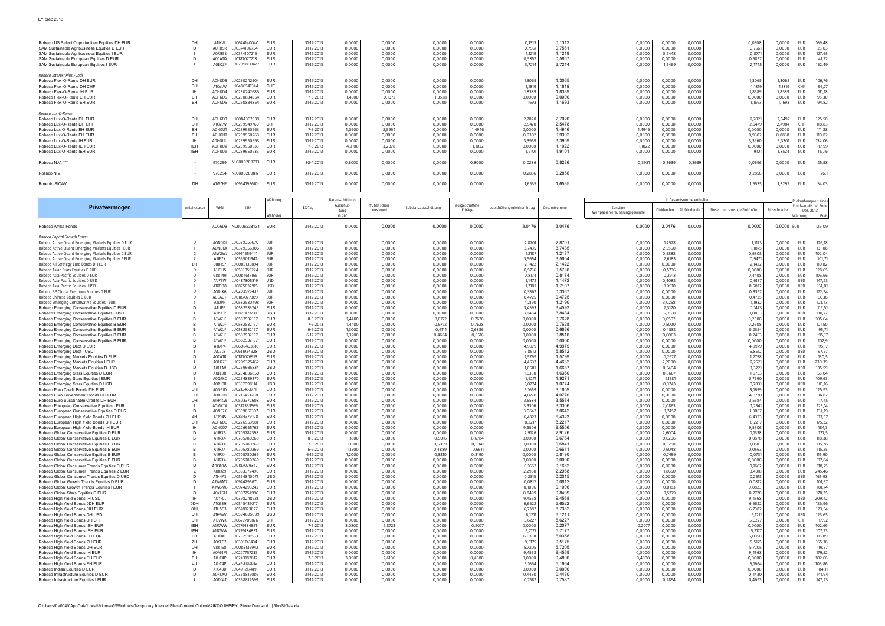| | | | | | | | | | | | | | | | | | | | | |
|---|---|---|---|---|---|---|---|---|---|---|---|---|---|---|---|---|---|---|---|---|
| Robeco US Select Opportunities Equities DH EUR | DH | A1JKVL | LU0674140040 | EUR | 31-12-2013 | 0,0000 | 0,0000 | 0,0000 | 0,0000 | 0,1313 | 0,1313 | 0,0000 | 0,0000 | 0,0000 | 0,0308 | 0,0000 | EUR | 169,48 |
| SAM Sustainable Agribusiness Equities D EUR | D | A0RB5R | LU0374106754 | EUR | 31-12-2013 | 0,0000 | 0,0000 | 0,0000 | 0,0000 | 0,7561 | 0,7561 | 0,0000 | 0,0000 | 0,0000 | 0,7561 | 0,0000 | EUR | 123,03 |
| SAM Sustainable Agribusiness Equities I EUR | I | A0RB5S | LU0374107216 | EUR | 31-12-2013 | 0,0000 | 0,0000 | 0,0000 | 0,0000 | 1,1219 | 1,1219 | 0,0000 | 0,2448 | 0,0000 | 0,8771 | 0,0000 | EUR | 127,65 |
| SAM Sustainable European Equities D EUR | D | A0CATQ | LU0187077218 | EUR | 31-12-2013 | 0,0000 | 0,0000 | 0,0000 | 0,0000 | 0,5857 | 0,5857 | 0,0000 | 0,0000 | 0,0000 | 0,5857 | 0,0000 | EUR | 41,22 |
| SAM Sustainable European Equities I EUR | I | A0EQZF | LU0209860427 | EUR | 31-12-2013 | 0,0000 | 0,0000 | 0,0000 | 0,0000 | 3,7214 | 3,7214 | 0,0000 | 1,5469 | 0,0000 | 2,1745 | 0,0000 | EUR | 152,49 |
| *Robeco Interest Plus Funds* | | | | | | | | | | | | | | | | | | |
| Robeco Flex-O-Rente DH EUR | DH | A0HGD3 | LU0230242504 | EUR | 31-12-2013 | 0,0000 | 0,0000 | 0,0000 | 0,0000 | 1,3065 | 1,3065 | 0,0000 | 0,0000 | 0,0000 | 1,3065 | 1,3065 | EUR | 106,76 |
| Robeco Flex-O-Rente DH CHF | DH | A1CVLW | LU0486541344 | CHF | 31-12-2013 | 0,0000 | 0,0000 | 0,0000 | 0,0000 | 1,1819 | 1,1819 | 0,0000 | 0,0000 | 0,0000 | 1,1819 | 1,1819 | CHF | 96,77 |
| Robeco Flex-O-Rente IH EUR | IH | A0HGD4 | LU0230242686 | EUR | 31-12-2013 | 0,0000 | 0,0000 | 0,0000 | 0,0000 | 1,8389 | 1,8389 | 0,0000 | 0,0000 | 0,0000 | 1,8389 | 1,8389 | EUR | 111,18 |
| Robeco Flex-O-Rente EH EUR | EH | A0HGD5 | LU0230834854 | EUR | 7-6-2013 | 1,4600 | 0,1072 | 1,3528 | 0,0000 | 0,0000 | 0,0000 | 0,0000 | 0,0000 | 0,0000 | 0,0000 | 0,0000 | EUR | 95,30 |
| Robeco Flex-O-Rente EH EUR | EH | A0HGD5 | LU0230834854 | EUR | 31-12-2013 | 0,0000 | 0,0000 | 0,0000 | 0,0000 | 1,1693 | 1,1693 | 0,0000 | 0,0000 | 0,0000 | 1,1693 | 1,1693 | EUR | 94,82 |
| *Robeco Lux-O-Rente* | | | | | | | | | | | | | | | | | | |
| Robeco Lux-O-Rente DH EUR | DH | A0HGD3 | LU0084302339 | EUR | 31-12-2013 | 0,0000 | 0,0000 | 0,0000 | 0,0000 | 2,7020 | 2,7020 | 0,0000 | 0,0000 | 0,0000 | 2,7021 | 2,6497 | EUR | 125,58 |
| Robeco Lux-O-Rente DH CHF | DH | A1CVLW | LU0239949760 | CHF | 31-12-2013 | 0,0000 | 0,0000 | 0,0000 | 0,0000 | 2,5478 | 2,5478 | 0,0000 | 0,0000 | 0,0000 | 2,5479 | 2,4984 | CHF | 118,83 |
| Robeco Lux-O-Rente EH EUR | EH | A0HOUT | LU0239950263 | EUR | 7-6-2013 | 4,0900 | 2,5954 | 0,0000 | 1,4946 | 0,0000 | 1,4946 | 1,4946 | 0,0000 | 0,0000 | 0,0000 | 0,0000 | EUR | 111,88 |
| Robeco Lux-O-Rente EH EUR | EH | A0HOUT | LU0239950263 | EUR | 31-12-2013 | 0,0000 | 0,0000 | 0,0000 | 0,0000 | 0,9302 | 0,9302 | 0,0000 | 0,0000 | 0,0000 | 0,9302 | 0,8838 | EUR | 110,82 |
| Robeco Lux-O-Rente IH EUR | IH | A0H0UU | LU0239950693 | EUR | 31-12-2013 | 0,0000 | 0,0000 | 0,0000 | 0,0000 | 3,3959 | 3,3959 | 0,0000 | 0,0000 | 0,0000 | 3,3960 | 3,3301 | EUR | 134,06 |
| Robeco Lux-O-Rente IEH EUR | IEH | A0H0UV | LU0239950933 | EUR | 7-6-2013 | 4,3100 | 3,2078 | 0,0000 | 1,1022 | 0,0000 | 1,1022 | 1,1022 | 0,0000 | 0,0000 | 0,0000 | 0,0000 | EUR | 117,99 |
| Robeco Lux-O-Rente IEH EUR | IEH | A0H0UV | LU0239950933 | EUR | 31-12-2013 | 0,0000 | 0,0000 | 0,0000 | 0,0000 | 1,9101 | 1,9101 | 0,0000 | 0,0000 | 0,0000 | 1,9101 | 1,8524 | EUR | 117,16 |
| Robeco N.V. *** | - | 970259 | NL0000289783 | EUR | 30-4-2013 | 0,8000 | 0,0000 | 0,0000 | 0,8000 | 0,0286 | 0,8286 | 0,3951 | 0,3639 | 0,3639 | 0,0696 | 0,0000 | EUR | 25,58 |
| Rolinco N.V. | - | 970254 | NL0000289817 | EUR | 31-12-2013 | 0,0000 | 0,0000 | 0,0000 | 0,0000 | 0,2856 | 0,2856 | 0,0000 | 0,0000 | 0,0000 | 0,2856 | 0,0000 | EUR | 26,1 |
| Rorento SICAV | DH | A1WZHE | LU0934195610 | EUR | 31-12-2013 | 0,0000 | 0,0000 | 0,0000 | 0,0000 | 1,6535 | 1,6535 | 0,0000 | 0,0000 | 0,0000 | 1,6535 | 1,8292 | EUR | 54,03 |

| Privatvermögen | Anteilsklasse | WKN | ISIN | Währung | EX-Tag | Barausschüttung Ausschüttung in bar | früher schon versteuert | Substanzausschüttung | ausgeschüttete Erträge | ausschüttungsgleicher Ertrag | Gesamtsumme | Sonstige Wertpapierveräußerungsgewinne | In Gesamtsumme enthalten: Dividenden | Alt Dividende * | Zinsen und sonstige Einkünfte | Zinsschranke | Rücknahmepreis eines Fondsanteils per Ende Dez. 2013 Währung | Preis |
|---|---|---|---|---|---|---|---|---|---|---|---|---|---|---|---|---|---|---|
| Robeco Afrika Fonds | - | A0Q6D8 | NL0006238131 | EUR | 31-12-2013 | 0,0000 | 0,0000 | 0,0000 | 0,0000 | 3,0476 | 3,0476 | 0,0000 | 3,0476 | 0,0000 | 0,0000 | 0,0000 | EUR | 126,09 |
| *Robeco Capital Growth Funds* | | | | | | | | | | | | | | | | | | |
| Robeco Active Quant Emerging Markets Equities D EUR | D | A0NDKJ | LU0329355670 | EUR | 31-12-2013 | 0,0000 | 0,0000 | 0,0000 | 0,0000 | 2,8701 | 2,8701 | 0,0000 | 1,7528 | 0,0000 | 1,1173 | 0,0000 | EUR | 126,18 |
| Robeco Active Quant Emerging Markets Equities I EUR | I | A0NDKK | LU0329356306 | EUR | 31-12-2013 | 0,0000 | 0,0000 | 0,0000 | 0,0000 | 3,7435 | 3,7435 | 0,0000 | 2,5560 | 0,0000 | 1,1875 | 0,0000 | EUR | 131,08 |
| Robeco Active Quant Emerging Markets Equities G EUR | G | A1W2WJ | LU0951559441 | EUR | 31-12-2013 | 0,0000 | 0,0000 | 0,0000 | 0,0000 | 1,2187 | 1,2187 | 0,0000 | 0,5882 | 0,0000 | 0,6305 | 0,0000 | EUR | 102,04 |
| Robeco Active Quant Emerging Markets Equities Z EUR | Z | A1JPZX | LU0665011342 | EUR | 31-12-2013 | 0,0000 | 0,0000 | 0,0000 | 0,0000 | 3,5654 | 3,5654 | 0,0000 | 2,6183 | 0,0000 | 0,9471 | 0,0000 | EUR | 101,71 |
| Robeco All Strategy Euro Bonds DH EUR | DH | 988157 | LU0085135894 | EUR | 31-12-2013 | 0,0000 | 0,0000 | 0,0000 | 0,0000 | 2,1422 | 2,1422 | 0,0000 | 0,0000 | 0,0000 | 2,1422 | 0,0000 | EUR | 80,82 |
| Robeco Asian Stars Equities D EUR | D | A1JGUS | LU0591059224 | EUR | 31-12-2013 | 0,0000 | 0,0000 | 0,0000 | 0,0000 | 0,5736 | 0,5736 | 0,0000 | 0,5736 | 0,0000 | 0,0000 | 0,0000 | EUR | 128,65 |
| Robeco Asia-Pacific Equities D EUR | D | 988149 | LU0084617165 | EUR | 31-12-2013 | 0,0000 | 0,0000 | 0,0000 | 0,0000 | 0,8174 | 0,8174 | 0,0000 | 0,2913 | 0,0000 | 0,4408 | 0,0000 | EUR | 106,66 |
| Robeco Asia-Pacific Equities D USD | D | A1J75W | LU0487305319 | USD | 31-12-2013 | 0,0000 | 0,0000 | 0,0000 | 0,0000 | 1,1472 | 1,1472 | 0,0000 | 0,4082 | 0,0000 | 0,6137 | 0,0000 | USD | 147,23 |
| Robeco Asia-Pacific Equities I USD | I | A1X0D8 | LU0875837915 | USD | 31-12-2013 | 0,0000 | 0,0000 | 0,0000 | 0,0000 | 1,7107 | 1,7107 | 0,0000 | 1,0910 | 0,0000 | 0,5072 | 0,0000 | USD | 114,01 |
| Robeco BP Global Premium Equities D EUR | D | A0DLK6 | LU0203975437 | EUR | 31-12-2013 | 0,0000 | 0,0000 | 0,0000 | 0,0000 | 0,3367 | 0,3367 | 0,0000 | 0,0000 | 0,0000 | 0,3367 | 0,0000 | EUR | 172,54 |
| Robeco Chinese Equities D EUR | D | A0CA01 | LU0187077309 | EUR | 31-12-2013 | 0,0000 | 0,0000 | 0,0000 | 0,0000 | 0,4725 | 0,4725 | 0,0000 | 0,0000 | 0,0000 | 0,4725 | 0,0000 | EUR | 60,18 |
| Robeco Emerging Conservative Equities I EUR | I | A1JJPN | LU0582530498 | EUR | 31-12-2013 | 0,0000 | 0,0000 | 0,0000 | 0,0000 | 4,2190 | 4,2190 | 0,0000 | 3,0258 | 0,0000 | 1,1932 | 0,0000 | EUR | 121,43 |
| Robeco Emerging Conservative Equities D EUR | D | A1JJPP | LU0582533245 | EUR | 31-12-2013 | 0,0000 | 0,0000 | 0,0000 | 0,0000 | 3,4593 | 3,4593 | 0,0000 | 2,3120 | 0,0000 | 1,1473 | 0,0000 | EUR | 119,51 |
| Robeco Emerging Conservative Equities I USD | I | A1T9FP | LU0821169231 | USD | 31-12-2013 | 0,0000 | 0,0000 | 0,0000 | 0,0000 | 3,8484 | 3,8484 | 0,0000 | 2,7631 | 0,0000 | 1,0853 | 0,0000 | USD | 110,72 |
| Robeco Emerging Conservative Equities B EUR | B | A1WZJF | LU0582532197 | EUR | 8-3-2013 | 1,4400 | 0,0000 | 0,6772 | 0,7628 | 0,0000 | 0,7628 | 0,0000 | 0,0502 | 0,0000 | 0,2608 | 0,0000 | EUR | 105,64 |
| Robeco Emerging Conservative Equities B EUR | B | A1WZJF | LU0582532197 | EUR | 7-6-2013 | 1,4400 | 0,0000 | 0,6772 | 0,7628 | 0,0000 | 0,7628 | 0,0000 | 0,5020 | 0,0000 | 0,2608 | 0,0000 | EUR | 101,50 |
| Robeco Emerging Conservative Equities B EUR | B | A1WZJF | LU0582532197 | EUR | 6-9-2013 | 1,3000 | 0,0000 | 0,6114 | 0,6886 | 0,0000 | 0,6886 | 0,0000 | 0,4532 | 0,0000 | 0,2354 | 0,0000 | EUR | 95,71 |
| Robeco Emerging Conservative Equities B EUR | B | A1WZJF | LU0582532197 | EUR | 6-12-2013 | 1,3200 | 0,0000 | 0,4684 | 0,8516 | 0,0000 | 0,8516 | 0,0000 | 0,6063 | 0,0000 | 0,2453 | 0,0000 | EUR | 95,17 |
| Robeco Emerging Conservative Equities B EUR | B | A1WZJF | LU0582532197 | EUR | 31-12-2013 | 0,0000 | 0,0000 | 0,0000 | 0,0000 | 0,0000 | 0,0000 | 0,0000 | 0,0000 | 0,0000 | 0,0000 | 0,0000 | EUR | 102,9 |
| Robeco Emerging Debt D EUR | D | A1J7P4 | LU0606403516 | EUR | 31-12-2013 | 0,0000 | 0,0000 | 0,0000 | 0,0000 | 4,9979 | 4,9979 | 0,0000 | 0,0000 | 0,0000 | 4,9979 | 0,0000 | EUR | 95,17 |
| Robeco Emerging Debt I USD | I | A1J7L8 | LU0611924928 | USD | 31-12-2013 | 0,0000 | 0,0000 | 0,0000 | 0,0000 | 5,8512 | 5,8512 | 0,0000 | 0,0000 | 0,0000 | 5,8512 | 0,0000 | USD | 97,67 |
| Robeco Emerging Markets Equities D EUR | D | A0CATR | LU0187076913 | EUR | 31-12-2013 | 0,0000 | 0,0000 | 0,0000 | 0,0000 | 1,5799 | 1,5799 | 0,0000 | 0,2977 | 0,0000 | 1,2758 | 0,0000 | EUR | 130,5 |
| Robeco Emerging Markets Equities I EUR | I | A0EQZE | LU0209325462 | EUR | 31-12-2013 | 0,0000 | 0,0000 | 0,0000 | 0,0000 | 4,4632 | 4,4632 | 0,0000 | 2,2000 | 0,0000 | 2,2521 | 0,0000 | EUR | 230,39 |
| Robeco Emerging Markets Equities D USD | D | A0LFAV | LU0269635834 | USD | 31-12-2013 | 0,0000 | 0,0000 | 0,0000 | 0,0000 | 1,6687 | 1,6687 | 0,0000 | 0,3404 | 0,0000 | 1,3221 | 0,0000 | USD | 135,59 |
| Robeco Emerging Stars Equities D EUR | D | A0LE9R | LU0254836850 | EUR | 31-12-2013 | 0,0000 | 0,0000 | 0,0000 | 0,0000 | 1,6360 | 1,6360 | 0,0000 | 0,5607 | 0,0000 | 1,0753 | 0,0000 | EUR | 155,04 |
| Robeco Emerging Stars Equities I EUR | I | A0Q7KC | LU0254839870 | EUR | 31-12-2013 | 0,0000 | 0,0000 | 0,0000 | 0,0000 | 1,9271 | 1,9271 | 0,0000 | 1,1581 | 0,0000 | 0,7690 | 0,0000 | EUR | 109,63 |
| Robeco Emerging Stars Equities D USD | D | A0RJ0R | LU0337098114 | USD | 31-12-2013 | 0,0000 | 0,0000 | 0,0000 | 0,0000 | 1,0774 | 1,0774 | 0,0000 | 0,3743 | 0,0000 | 0,7031 | 0,0000 | USD | 101,16 |
| Robeco Euro Credit Bonds DH EUR | DH | A0D9JD | LU0213453771 | EUR | 31-12-2013 | 0,0000 | 0,0000 | 0,0000 | 0,0000 | 3,1659 | 3,1659 | 0,0000 | 0,0000 | 0,0000 | 3,1659 | 0,0000 | EUR | 125,93 |
| Robeco Euro Government Bonds DH EUR | DH | A0D9JB | LU0213453268 | EUR | 31-12-2013 | 0,0000 | 0,0000 | 0,0000 | 0,0000 | 4,0770 | 4,0770 | 0,0000 | 0,0000 | 0,0000 | 4,0770 | 0,0000 | EUR | 134,82 |
| Robeco Euro Sustainable Credits DH EUR | DH | A1H4KW | LU0503372608 | EUR | 31-12-2013 | 0,0000 | 0,0000 | 0,0000 | 0,0000 | 3,5584 | 3,5584 | 0,0000 | 0,0000 | 0,0000 | 3,5584 | 0,0000 | EUR | 117,45 |
| Robeco European Conservative Equities I EUR | I | A0MXTX | LU0312333569 | EUR | 31-12-2013 | 0,0000 | 0,0000 | 0,0000 | 0,0000 | 3,3306 | 3,3306 | 0,0000 | 2,0863 | 0,0000 | 1,2341 | 0,0000 | EUR | 125,14 |
| Robeco European Conservative Equities D EUR | D | A0NC7K | LU0339661307 | EUR | 31-12-2013 | 0,0000 | 0,0000 | 0,0000 | 0,0000 | 3,0642 | 3,0642 | 0,0000 | 1,7457 | 0,0000 | 1,3087 | 0,0000 | EUR | 134,79 |
| Robeco European High Yield Bonds ZH EUR | ZH | A1T94S | LU0834379108 | EUR | 31-12-2013 | 0,0000 | 0,0000 | 0,0000 | 0,0000 | 6,4323 | 6,4323 | 0,0000 | 0,0000 | 0,0000 | 6,4323 | 0,0000 | EUR | 113,57 |
| Robeco European High Yield Bonds DH EUR | DH | A0HGD6 | LU0226953981 | EUR | 31-12-2013 | 0,0000 | 0,0000 | 0,0000 | 0,0000 | 8,2217 | 8,2217 | 0,0000 | 0,0000 | 0,0000 | 8,2217 | 0,0000 | EUR | 175,32 |
| Robeco European High Yield Bonds IH EUR | IH | A0HGD7 | LU0226955762 | EUR | 31-12-2013 | 0,0000 | 0,0000 | 0,0000 | 0,0000 | 9,5506 | 9,5506 | 0,0000 | 0,0000 | 0,0000 | 9,5506 | 0,0000 | EUR | 184,3 |
| Robeco Global Conservative Equities D EUR | D | A1JRX5 | LU0705782398 | EUR | 31-12-2013 | 0,0000 | 0,0000 | 0,0000 | 0,0000 | 2,9126 | 2,9126 | 0,0000 | 2,6004 | 0,0000 | 0,1338 | 0,0000 | EUR | 127,5 |
| Robeco Global Conservative Equities B EUR | B | A1JRX4 | LU0705780269 | EUR | 8-3-2013 | 1,1800 | 0,0000 | 0,5016 | 0,6784 | 0,0000 | 0,6784 | 0,0000 | 0,6206 | 0,0000 | 0,0578 | 0,0000 | EUR | 118,38 |
| Robeco Global Conservative Equities B EUR | B | A1JRX4 | LU0705780269 | EUR | 7-6-2013 | 1,1900 | 0,0000 | 0,5059 | 0,6841 | 0,0000 | 0,6841 | 0,0000 | 0,6258 | 0,0000 | 0,0583 | 0,0000 | EUR | 115,26 |
| Robeco Global Conservative Equities B EUR | B | A1JRX4 | LU0705780269 | EUR | 6-9-2013 | 1,1500 | 0,0000 | 0,4889 | 0,6611 | 0,0000 | 0,6611 | 0,0000 | 0,6048 | 0,0000 | 0,0563 | 0,0000 | EUR | 115,25 |
| Robeco Global Conservative Equities B EUR | B | A1JRX4 | LU0705780269 | EUR | 6-12-2013 | 1,2000 | 0,0000 | 0,3810 | 0,8190 | 0,0000 | 0,8190 | 0,0000 | 0,7459 | 0,0000 | 0,0731 | 0,0000 | EUR | 115,90 |
| Robeco Global Conservative Equities B EUR | B | A1JRX4 | LU0705780269 | EUR | 31-12-2013 | 0,0000 | 0,0000 | 0,0000 | 0,0000 | 0,0000 | 0,0000 | 0,0000 | 0,0000 | 0,0000 | 0,0000 | 0,0000 | EUR | 117,64 |
| Robeco Global Consumer Trends Equities D EUR | D | A0CA0W | LU0187079347 | EUR | 31-12-2013 | 0,0000 | 0,0000 | 0,0000 | 0,0000 | 0,1662 | 0,1662 | 0,0000 | 0,0000 | 0,0000 | 0,1662 | 0,0000 | EUR | 118,75 |
| Robeco Global Consumer Trends Equities Z EUR | Z | A0RJZ9 | LU0363372490 | EUR | 31-12-2013 | 0,0000 | 0,0000 | 0,0000 | 0,0000 | 2,2968 | 2,2968 | 0,0000 | 1,8650 | 0,0000 | 0,4318 | 0,0000 | EUR | 245,46 |
| Robeco Global Consumer Trends Equities D USD | D | A1H4AS | LU0554840073 | USD | 31-12-2013 | 0,0000 | 0,0000 | 0,0000 | 0,0000 | 0,2315 | 0,2315 | 0,0000 | 0,0000 | 0,0000 | 0,2315 | 0,0000 | USD | 165,98 |
| Robeco Global Growth Trends Equities D EUR | D | A1W6M7 | LU0974293671 | EUR | 31-12-2013 | 0,0000 | 0,0000 | 0,0000 | 0,0000 | 0,0812 | 0,0812 | 0,0000 | 0,0000 | 0,0000 | 0,0812 | 0,0000 | EUR | 101,67 |
| Robeco Global Growth Trends Equities I EUR | I | A1W6M6 | LU0974293242 | EUR | 31-12-2013 | 0,0000 | 0,0000 | 0,0000 | 0,0000 | 0,1006 | 0,1006 | 0,0000 | 0,0183 | 0,0000 | 0,0823 | 0,0000 | EUR | 101,74 |
| Robeco Global Stars Equities D EUR | D | A0YFGU | LU0387754996 | EUR | 31-12-2013 | 0,0000 | 0,0000 | 0,0000 | 0,0000 | 0,8499 | 0,8499 | 0,0000 | 0,5779 | 0,0000 | 0,2720 | 0,0000 | EUR | 178,35 |
| Robeco High Yield Bonds IH USD | IH | A0YFGL | LU0398248921 | USD | 31-12-2013 | 0,0000 | 0,0000 | 0,0000 | 0,0000 | 9,4568 | 9,4568 | 0,0000 | 0,0000 | 0,0000 | 9,4568 | 0,0000 | USD | 209,42 |
| Robeco High Yield Bonds 0DH EUR | 0DH | A1C63H | LU0545439217 | EUR | 31-12-2013 | 0,0000 | 0,0000 | 0,0000 | 0,0000 | 6,6522 | 6,6522 | 0,0000 | 0,0000 | 0,0000 | 6,6522 | 0,0000 | EUR | 126,96 |
| Robeco High Yield Bonds 0IH EUR | 0IH | A1H5G3 | LU0570123827 | EUR | 31-12-2013 | 0,0000 | 0,0000 | 0,0000 | 0,0000 | 6,7382 | 6,7382 | 0,0000 | 0,0000 | 0,0000 | 6,7382 | 0,0000 | EUR | 123,54 |
| Robeco High Yield Bonds DH USD | DH | A1H9VV | LU0594695099 | USD | 31-12-2013 | 0,0000 | 0,0000 | 0,0000 | 0,0000 | 6,1211 | 6,1211 | 0,0000 | 0,0000 | 0,0000 | 6,1211 | 0,0000 | USD | 123,65 |
| Robeco High Yield Bonds DH CHF | DH | A1JVWK | LU0677789876 | CHF | 31-12-2013 | 0,0000 | 0,0000 | 0,0000 | 0,0000 | 5,6227 | 5,6227 | 0,0000 | 0,0000 | 0,0000 | 5,6227 | 0,0000 | CHF | 117,92 |
| Robeco High Yield Bonds IEH EUR | IEH | A1JXWW | LU0779184851 | EUR | 7-6-2013 | 3,0800 | 2,8723 | 0,0000 | 0,2077 | 0,0000 | 0,2077 | 0,2077 | 0,0000 | 0,0000 | 0,0000 | 0,0000 | EUR | 102,69 |
| Robeco High Yield Bonds IEH EUR | IEH | A1JXWW | LU0779184851 | EUR | 31-12-2013 | 0,0000 | 0,0000 | 0,0000 | 0,0000 | 5,7177 | 5,7177 | 0,0000 | 0,0000 | 0,0000 | 5,7177 | 0,0000 | EUR | 107,23 |
| Robeco High Yield Bonds FH EUR | FH | A1KDAL | LU0792910563 | EUR | 31-12-2013 | 0,0000 | 0,0000 | 0,0000 | 0,0000 | 6,0358 | 6,0358 | 0,0000 | 0,0000 | 0,0000 | 6,0358 | 0,0000 | EUR | 115,89 |
| Robeco High Yield Bonds ZH EUR | ZH | A0YFG2 | LU0301741434 | EUR | 31-12-2013 | 0,0000 | 0,0000 | 0,0000 | 0,0000 | 9,5175 | 9,5175 | 0,0000 | 0,0000 | 0,0000 | 9,5175 | 0,0000 | EUR | 165,38 |
| Robeco High Yield Bonds DH EUR | DH | 988158 | LU0085136942 | EUR | 31-12-2013 | 0,0000 | 0,0000 | 0,0000 | 0,0000 | 5,7205 | 5,7205 | 0,0000 | 0,0000 | 0,0000 | 5,7205 | 0,0000 | EUR | 119,67 |
| Robeco High Yield Bonds IH EUR | IH | A0F61M | LU0227757233 | EUR | 31-12-2013 | 0,0000 | 0,0000 | 0,0000 | 0,0000 | 9,4568 | 9,4568 | 0,0000 | 0,0000 | 0,0000 | 9,4568 | 0,0000 | EUR | 179,52 |
| Robeco High Yield Bonds EH EUR | EH | A0JC4P | LU0243182812 | EUR | 7-6-2013 | 3,0900 | 2,6100 | 0,0000 | 0,4800 | 0,0000 | 0,4800 | 0,4800 | 0,0000 | 0,0000 | 0,0000 | 0,0000 | EUR | 102,66 |
| Robeco High Yield Bonds EH EUR | EH | A0JC4P | LU0243182812 | EUR | 31-12-2013 | 0,0000 | 0,0000 | 0,0000 | 0,0000 | 5,1664 | 5,1664 | 0,0000 | 0,0000 | 0,0000 | 5,1664 | 0,0000 | EUR | 106,86 |
| Robeco Indian Equities D EUR | D | A1C430 | LU0491217419 | EUR | 31-12-2013 | 0,0000 | 0,0000 | 0,0000 | 0,0000 | 0,0000 | 0,0000 | 0,0000 | 0,0000 | 0,0000 | 0,0000 | 0,0000 | EUR | 84,11 |
| Robeco Infrastructure Equities D EUR | D | A0RCKU | LU0368812086 | EUR | 31-12-2013 | 0,0000 | 0,0000 | 0,0000 | 0,0000 | 0,4430 | 0,4430 | 0,0000 | 0,0000 | 0,0000 | 0,4430 | 0,0000 | EUR | 141,94 |
| Robeco Infrastructure Equities I EUR | I | A0RC4T | LU0368812599 | EUR | 31-12-2013 | 0,0000 | 0,0000 | 0,0000 | 0,0000 | 0,7587 | 0,7587 | 0,0000 | 0,2894 | 0,0000 | 0,4693 | 0,0000 | EUR | 147,23 |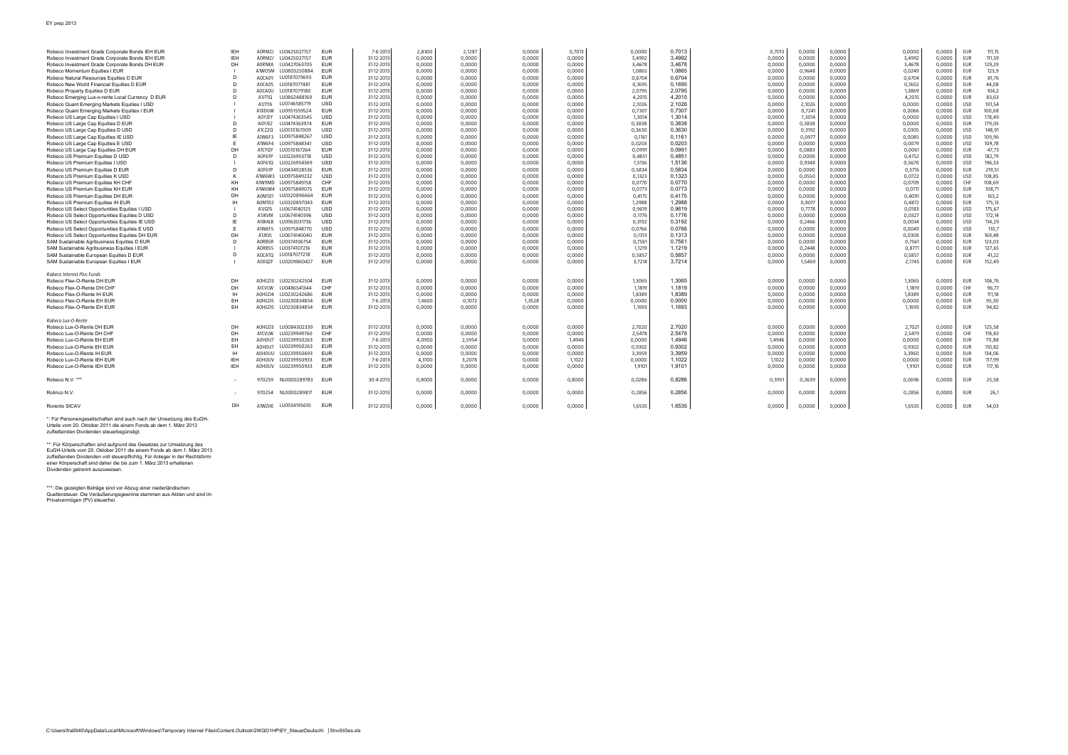EY prep 2013

| | | | | | | | | | | | | | | | | | | | |
|---|---|---|---|---|---|---|---|---|---|---|---|---|---|---|---|---|---|---|---|
| Robeco Investment Grade Corporate Bonds IEH EUR | IEH | A0RMZJ | LU0425027157 | EUR | 7-6-2013 | 2,8300 | 2,1287 | 0,0000 | 0,7013 | 0,0000 | 0,7013 | 0,7013 | 0,0000 | 0,0000 | 0,0000 | 0,0000 | EUR | 111,15 |
| Robeco Investment Grade Corporate Bonds IEH EUR | IEH | A0RMZJ | LU0425027157 | EUR | 31-12-2013 | 0,0000 | 0,0000 | 0,0000 | 0,0000 | 3,4992 | 3,4992 | 0,0000 | 0,0000 | 0,0000 | 3,4992 | 0,0000 | EUR | 111,59 |
| Robeco Investment Grade Corporate Bonds DH EUR | DH | A0RNKA | LU0427063705 | EUR | 31-12-2013 | 0,0000 | 0,0000 | 0,0000 | 0,0000 | 3,4678 | 3,4678 | 0,0000 | 0,0000 | 0,0000 | 3,4678 | 0,0000 | EUR | 129,29 |
| Robeco Momentum Equities I EUR | I | A1W05M | LU0803250884 | EUR | 31-12-2013 | 0,0000 | 0,0000 | 0,0000 | 0,0000 | 1,0865 | 1,0865 | 0,0000 | 0,9648 | 0,0000 | 0,0249 | 0,0000 | EUR | 123,9 |
| Robeco Natural Resources Equities D EUR | D | A0CA0Y | LU0187079693 | EUR | 31-12-2013 | 0,0000 | 0,0000 | 0,0000 | 0,0000 | 0,6704 | 0,6704 | 0,0000 | 0,0000 | 0,0000 | 0,6704 | 0,0000 | EUR | 81,76 |
| Robeco New World Financial Equities D EUR | D | A0CA0S | LU0187077481 | EUR | 31-12-2013 | 0,0000 | 0,0000 | 0,0000 | 0,0000 | 0,1695 | 0,1695 | 0,0000 | 0,0000 | 0,0000 | 0,1602 | 0,0000 | EUR | 44,08 |
| Robeco Property Equities D EUR | D | A0CA0U | LU0187079180 | EUR | 31-12-2013 | 0,0000 | 0,0000 | 0,0000 | 0,0000 | 2,0795 | 2,0795 | 0,0000 | 0,0000 | 0,0000 | 1,3869 | 0,0000 | EUR | 104,2 |
| Robeco Emerging Lux-o-rente Local Currency D EUR | D | A1JTTQ | LU0862488169 | EUR | 31-12-2013 | 0,0000 | 0,0000 | 0,0000 | 0,0000 | 4,2015 | 4,2015 | 0,0000 | 0,0000 | 0,0000 | 4,2015 | 0,0000 | EUR | 83,63 |
| Robeco Quant Emerging Markets Equities I USD | I | A1J7YA | LU0746585719 | USD | 31-12-2013 | 0,0000 | 0,0000 | 0,0000 | 0,0000 | 2,1026 | 2,1026 | 0,0000 | 2,1026 | 0,0000 | 0,0000 | 0,0000 | USD | 101,54 |
| Robeco Quant Emerging Markets Equities I EUR | I | A1XD6W | LU0951559524 | EUR | 31-12-2013 | 0,0000 | 0,0000 | 0,0000 | 0,0000 | 0,7307 | 0,7307 | 0,0000 | 0,7241 | 0,0000 | 0,0066 | 0,0000 | EUR | 100,68 |
| Robeco US Large Cap Equities I USD | I | A0YJEY | LU0474363545 | USD | 31-12-2013 | 0,0000 | 0,0000 | 0,0000 | 0,0000 | 1,3014 | 1,3014 | 0,0000 | 1,3014 | 0,0000 | 0,0000 | 0,0000 | USD | 178,49 |
| Robeco US Large Cap Equities D EUR | D | A0YJEZ | LU0474363974 | EUR | 31-12-2013 | 0,0000 | 0,0000 | 0,0000 | 0,0000 | 0,3838 | 0,3838 | 0,0000 | 0,3838 | 0,0000 | 0,0000 | 0,0000 | EUR | 179,05 |
| Robeco US Large Cap Equities D USD | D | A1CZ2Q | LU0510167009 | USD | 31-12-2013 | 0,0000 | 0,0000 | 0,0000 | 0,0000 | 0,3630 | 0,3630 | 0,0000 | 0,3192 | 0,0000 | 0,0305 | 0,0000 | USD | 148,91 |
| Robeco US Large Cap Equities IE USD | IE | A1W6F3 | LU0975848267 | USD | 31-12-2013 | 0,0000 | 0,0000 | 0,0000 | 0,0000 | 0,1161 | 0,1161 | 0,0000 | 0,0977 | 0,0000 | 0,0085 | 0,0000 | USD | 109,96 |
| Robeco US Large Cap Equities E USD | E | A1W6F4 | LU0975848341 | USD | 31-12-2013 | 0,0000 | 0,0000 | 0,0000 | 0,0000 | 0,0203 | 0,0203 | 0,0000 | 0,0000 | 0,0000 | 0,0079 | 0,0000 | USD | 109,78 |
| Robeco US Large Cap Equities DH EUR | DH | A1CYQY | LU0510167264 | EUR | 31-12-2013 | 0,0000 | 0,0000 | 0,0000 | 0,0000 | 0,0991 | 0,0991 | 0,0000 | 0,0883 | 0,0000 | 0,0061 | 0,0000 | EUR | 47,73 |
| Robeco US Premium Equities D USD | D | A0F61P | LU0226953718 | USD | 31-12-2013 | 0,0000 | 0,0000 | 0,0000 | 0,0000 | 0,4851 | 0,4851 | 0,0000 | 0,0000 | 0,0000 | 0,4752 | 0,0000 | USD | 182,79 |
| Robeco US Premium Equities I USD | I | A0F61Q | LU0226954369 | USD | 31-12-2013 | 0,0000 | 0,0000 | 0,0000 | 0,0000 | 1,5136 | 1,5136 | 0,0000 | 0,9348 | 0,0000 | 0,5670 | 0,0000 | USD | 196,53 |
| Robeco US Premium Equities D EUR | D | A0F61P | LU0434928536 | EUR | 31-12-2013 | 0,0000 | 0,0000 | 0,0000 | 0,0000 | 0,5834 | 0,5834 | 0,0000 | 0,0000 | 0,0000 | 0,5716 | 0,0000 | EUR | 219,51 |
| Robeco US Premium Equities K USD | K | A1W6W3 | LU0975849232 | USD | 31-12-2013 | 0,0000 | 0,0000 | 0,0000 | 0,0000 | 0,1323 | 0,1323 | 0,0000 | 0,0550 | 0,0000 | 0,0722 | 0,0000 | USD | 108,85 |
| Robeco US Premium Equities KH CHF | KH | A1W9MD | LU0975849158 | CHF | 31-12-2013 | 0,0000 | 0,0000 | 0,0000 | 0,0000 | 0,0770 | 0,0770 | 0,0000 | 0,0000 | 0,0000 | 0,0709 | 0,0000 | CHF | 108,69 |
| Robeco US Premium Equities KH EUR | KH | A1W6W4 | LU0975849075 | EUR | 31-12-2013 | 0,0000 | 0,0000 | 0,0000 | 0,0000 | 0,0773 | 0,0773 | 0,0000 | 0,0000 | 0,0000 | 0,0711 | 0,0000 | EUR | 108,71 |
| Robeco US Premium Equities DH EUR | DH | A0M1D1 | LU0320896664 | EUR | 31-12-2013 | 0,0000 | 0,0000 | 0,0000 | 0,0000 | 0,4175 | 0,4175 | 0,0000 | 0,0000 | 0,0000 | 0,4091 | 0,0000 | EUR | 163,2 |
| Robeco US Premium Equities IH EUR | IH | A0M1D2 | LU0320897043 | EUR | 31-12-2013 | 0,0000 | 0,0000 | 0,0000 | 0,0000 | 1,2988 | 1,2988 | 0,0000 | 0,8017 | 0,0000 | 0,4872 | 0,0000 | EUR | 175,13 |
| Robeco US Select Opportunities Equities I USD | I | A1JQ15 | LU0674140123 | USD | 31-12-2013 | 0,0000 | 0,0000 | 0,0000 | 0,0000 | 0,9619 | 0,9619 | 0,0000 | 0,7778 | 0,0000 | 0,0183 | 0,0000 | USD | 175,67 |
| Robeco US Select Opportunities Equities D USD | D | A1JKVM | LU0674140396 | USD | 31-12-2013 | 0,0000 | 0,0000 | 0,0000 | 0,0000 | 0,1776 | 0,1776 | 0,0000 | 0,0000 | 0,0000 | 0,0327 | 0,0000 | USD | 172,14 |
| Robeco US Select Opportunities Equities IE USD | IE | A1W4LB | LU0963031736 | USD | 31-12-2013 | 0,0000 | 0,0000 | 0,0000 | 0,0000 | 0,3192 | 0,3192 | 0,0000 | 0,2466 | 0,0000 | 0,0034 | 0,0000 | USD | 114,29 |
| Robeco US Select Opportunities Equities E USD | E | A1W6F5 | LU0975848770 | USD | 31-12-2013 | 0,0000 | 0,0000 | 0,0000 | 0,0000 | 0,0766 | 0,0766 | 0,0000 | 0,0000 | 0,0000 | 0,0049 | 0,0000 | USD | 110,7 |
| Robeco US Select Opportunities Equities DH EUR | DH | A1JKVL | LU0674140040 | EUR | 31-12-2013 | 0,0000 | 0,0000 | 0,0000 | 0,0000 | 0,1313 | 0,1313 | 0,0000 | 0,0000 | 0,0000 | 0,0308 | 0,0000 | EUR | 169,48 |
| SAM Sustainable Agribusiness Equities D EUR | D | A0RB5R | LU0374106754 | EUR | 31-12-2013 | 0,0000 | 0,0000 | 0,0000 | 0,0000 | 0,7561 | 0,7561 | 0,0000 | 0,0000 | 0,0000 | 0,7561 | 0,0000 | EUR | 123,03 |
| SAM Sustainable Agribusiness Equities I EUR | I | A0RB5S | LU0374107216 | EUR | 31-12-2013 | 0,0000 | 0,0000 | 0,0000 | 0,0000 | 1,1219 | 1,1219 | 0,0000 | 0,2448 | 0,0000 | 0,8771 | 0,0000 | EUR | 127,65 |
| SAM Sustainable European Equities D EUR | D | A0CATQ | LU0187077218 | EUR | 31-12-2013 | 0,0000 | 0,0000 | 0,0000 | 0,0000 | 0,5857 | 0,5857 | 0,0000 | 0,0000 | 0,0000 | 0,5857 | 0,0000 | EUR | 41,22 |
| SAM Sustainable European Equities I EUR | I | A0EQZF | LU0209860427 | EUR | 31-12-2013 | 0,0000 | 0,0000 | 0,0000 | 0,0000 | 3,7214 | 3,7214 | 0,0000 | 1,5469 | 0,0000 | 2,1745 | 0,0000 | EUR | 152,49 |
| *Robeco Interest Plus Funds* | | | | | | | | | | | | | | | | | | |
| Robeco Flex-O-Rente DH EUR | DH | A0HGD3 | LU0230242504 | EUR | 31-12-2013 | 0,0000 | 0,0000 | 0,0000 | 0,0000 | 1,3065 | 1,3065 | 0,0000 | 0,0000 | 0,0000 | 1,3065 | 0,0000 | EUR | 106,76 |
| Robeco Flex-O-Rente DH CHF | DH | A1CVLW | LU0486541344 | CHF | 31-12-2013 | 0,0000 | 0,0000 | 0,0000 | 0,0000 | 1,1819 | 1,1819 | 0,0000 | 0,0000 | 0,0000 | 1,1819 | 0,0000 | CHF | 96,77 |
| Robeco Flex-O-Rente IH EUR | IH | A0HGD4 | LU0230242686 | EUR | 31-12-2013 | 0,0000 | 0,0000 | 0,0000 | 0,0000 | 1,8389 | 1,8389 | 0,0000 | 0,0000 | 0,0000 | 1,8389 | 0,0000 | EUR | 111,18 |
| Robeco Flex-O-Rente EH EUR | EH | A0HGD5 | LU0230834854 | EUR | 7-6-2013 | 1,4600 | 0,1072 | 1,3528 | 0,0000 | 0,0000 | 0,0000 | 0,0000 | 0,0000 | 0,0000 | 0,0000 | 0,0000 | EUR | 95,30 |
| Robeco Flex-O-Rente EH EUR | EH | A0HGD5 | LU0230834854 | EUR | 31-12-2013 | 0,0000 | 0,0000 | 0,0000 | 0,0000 | 1,1693 | 1,1693 | 0,0000 | 0,0000 | 0,0000 | 1,1693 | 0,0000 | EUR | 94,82 |
| *Robeco Lux-O-Rente* | | | | | | | | | | | | | | | | | | |
| Robeco Lux-O-Rente DH EUR | DH | A0HGD3 | LU0084302339 | EUR | 31-12-2013 | 0,0000 | 0,0000 | 0,0000 | 0,0000 | 2,7020 | 2,7020 | 0,0000 | 0,0000 | 0,0000 | 2,7021 | 0,0000 | EUR | 125,58 |
| Robeco Lux-O-Rente DH CHF | DH | A1CVLW | LU0239949760 | CHF | 31-12-2013 | 0,0000 | 0,0000 | 0,0000 | 0,0000 | 2,5478 | 2,5478 | 0,0000 | 0,0000 | 0,0000 | 2,5479 | 0,0000 | CHF | 118,83 |
| Robeco Lux-O-Rente EH EUR | EH | A0H0UT | LU0239950263 | EUR | 7-6-2013 | 4,0900 | 2,5954 | 0,0000 | 1,4946 | 0,0000 | 1,4946 | 1,4946 | 0,0000 | 0,0000 | 0,0000 | 0,0000 | EUR | 111,88 |
| Robeco Lux-O-Rente EH EUR | EH | A0H0UT | LU0239950263 | EUR | 31-12-2013 | 0,0000 | 0,0000 | 0,0000 | 0,0000 | 0,9302 | 0,9302 | 0,0000 | 0,0000 | 0,0000 | 0,9302 | 0,0000 | EUR | 110,82 |
| Robeco Lux-O-Rente IH EUR | IH | A0H0UU | LU0239950693 | EUR | 31-12-2013 | 0,0000 | 0,0000 | 0,0000 | 0,0000 | 3,3959 | 3,3959 | 0,0000 | 0,0000 | 0,0000 | 3,3960 | 0,0000 | EUR | 134,06 |
| Robeco Lux-O-Rente IEH EUR | IEH | A0H0UV | LU0239950933 | EUR | 7-6-2013 | 4,3100 | 3,2078 | 0,0000 | 1,1022 | 0,0000 | 1,1022 | 1,1022 | 0,0000 | 0,0000 | 0,0000 | 0,0000 | EUR | 117,99 |
| Robeco Lux-O-Rente IEH EUR | IEH | A0H0UV | LU0239950933 | EUR | 31-12-2013 | 0,0000 | 0,0000 | 0,0000 | 0,0000 | 1,9101 | 1,9101 | 0,0000 | 0,0000 | 0,0000 | 1,9101 | 0,0000 | EUR | 117,16 |
| Robeco N.V. *** | - | 970259 | NL0000289783 | EUR | 30-4-2013 | 0,8000 | 0,0000 | 0,0000 | 0,8000 | 0,0286 | 0,8286 | 0,3951 | 0,3639 | 0,0000 | 0,0696 | 0,0000 | EUR | 25,58 |
| Rolinco N.V. | - | 970254 | NL0000289817 | EUR | 31-12-2013 | 0,0000 | 0,0000 | 0,0000 | 0,0000 | 0,2856 | 0,2856 | 0,0000 | 0,0000 | 0,0000 | 0,2856 | 0,0000 | EUR | 26,1 |
| Rorento SICAV | DH | A1WZHE | LU0934195610 | EUR | 31-12-2013 | 0,0000 | 0,0000 | 0,0000 | 0,0000 | 1,6535 | 1,6535 | 0,0000 | 0,0000 | 0,0000 | 1,6535 | 0,0000 | EUR | 54,03 |

*: Für Personengesellschaften sind auch nach der Umsetzung des EuGH-Urteils vom 20. Oktober 2011 die einem Fonds ab dem 1. März 2013 zufließenden Dividenden steuerbegünstigt.

**: Für Körperschaften sind aufgrund des Gesetzes zur Umsetzung des EuGH-Urteils vom 20. Oktober 2011 die einem Fonds ab dem 1. März 2013 zufließenden Dividenden voll steuerpflichtig. Für Anleger in der Rechtsform einer Körperschaft sind daher die bis zum 1. März 2013 erhaltenen Dividenden getrennt auszuweisen.

***: Die gezeigten Beträge sind vor Abzug einer niederländischen Quellensteuer. Die Veräußerungsgewinne stammen aus Aktien und sind im Privatvermögen (PV) steuerfrei.

C:\Users\fra0040\AppData\Local\Microsoft\Windows\Temporary Internet Files\Content.Outlook\2IKQO1HP\EY_SteuerDeutschl | 5InvStGes.xls